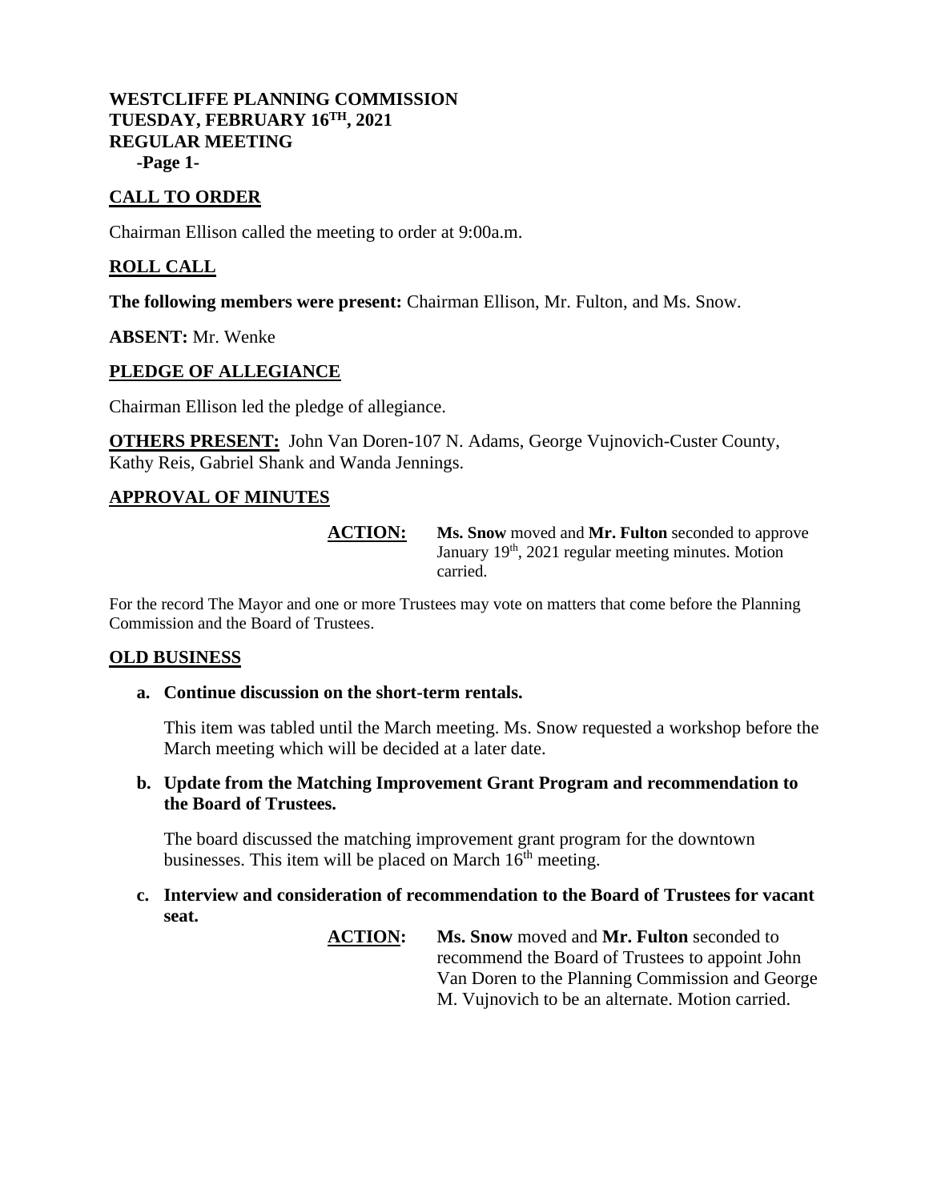**WESTCLIFFE PLANNING COMMISSION**
**TUESDAY, FEBRUARY 16TH, 2021**
**REGULAR MEETING**

## CALL TO ORDER

Chairman Ellison called the meeting to order at 9:00a.m.

## ROLL CALL

**The following members were present:** Chairman Ellison, Mr. Fulton, and Ms. Snow.

**ABSENT:** Mr. Wenke

## PLEDGE OF ALLEGIANCE

Chairman Ellison led the pledge of allegiance.

**OTHERS PRESENT:** John Van Doren-107 N. Adams, George Vujnovich-Custer County, Kathy Reis, Gabriel Shank and Wanda Jennings.

## APPROVAL OF MINUTES

**ACTION:** **Ms. Snow** moved and **Mr. Fulton** seconded to approve January 19th, 2021 regular meeting minutes. Motion carried.

For the record The Mayor and one or more Trustees may vote on matters that come before the Planning Commission and the Board of Trustees.

## OLD BUSINESS

**a. Continue discussion on the short-term rentals.**

This item was tabled until the March meeting. Ms. Snow requested a workshop before the March meeting which will be decided at a later date.

**b. Update from the Matching Improvement Grant Program and recommendation to the Board of Trustees.**

The board discussed the matching improvement grant program for the downtown businesses. This item will be placed on March 16th meeting.

**c. Interview and consideration of recommendation to the Board of Trustees for vacant seat.**

**ACTION:** **Ms. Snow** moved and **Mr. Fulton** seconded to recommend the Board of Trustees to appoint John Van Doren to the Planning Commission and George M. Vujnovich to be an alternate. Motion carried.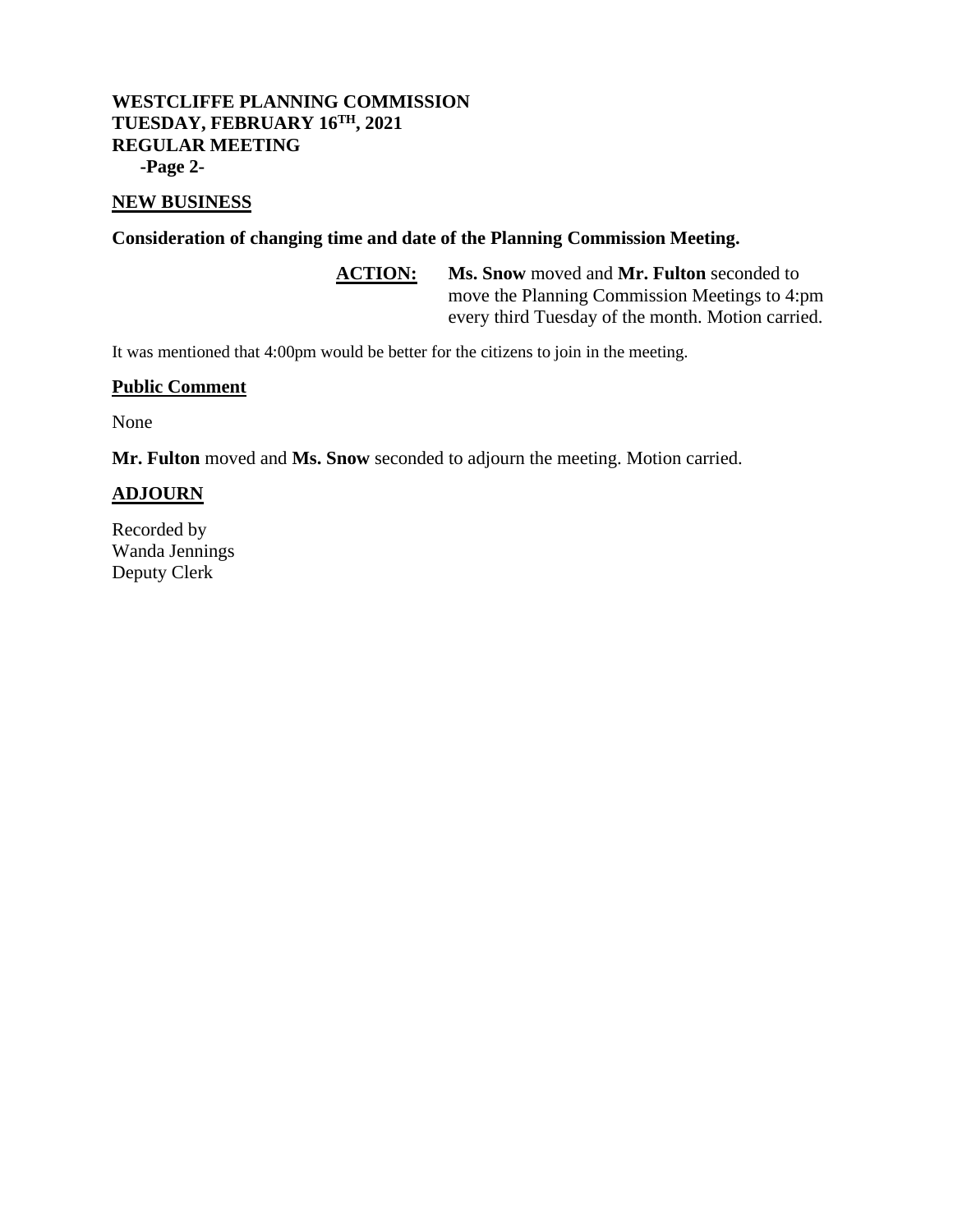**WESTCLIFFE PLANNING COMMISSION**
**TUESDAY, FEBRUARY 16TH, 2021**
**REGULAR MEETING**
**-Page 2-**

## NEW BUSINESS

**Consideration of changing time and date of the Planning Commission Meeting.**

**ACTION:** **Ms. Snow** moved and **Mr. Fulton** seconded to move the Planning Commission Meetings to 4:pm every third Tuesday of the month. Motion carried.

It was mentioned that 4:00pm would be better for the citizens to join in the meeting.

## Public Comment

None

**Mr. Fulton** moved and **Ms. Snow** seconded to adjourn the meeting. Motion carried.

## ADJOURN

Recorded by
Wanda Jennings
Deputy Clerk